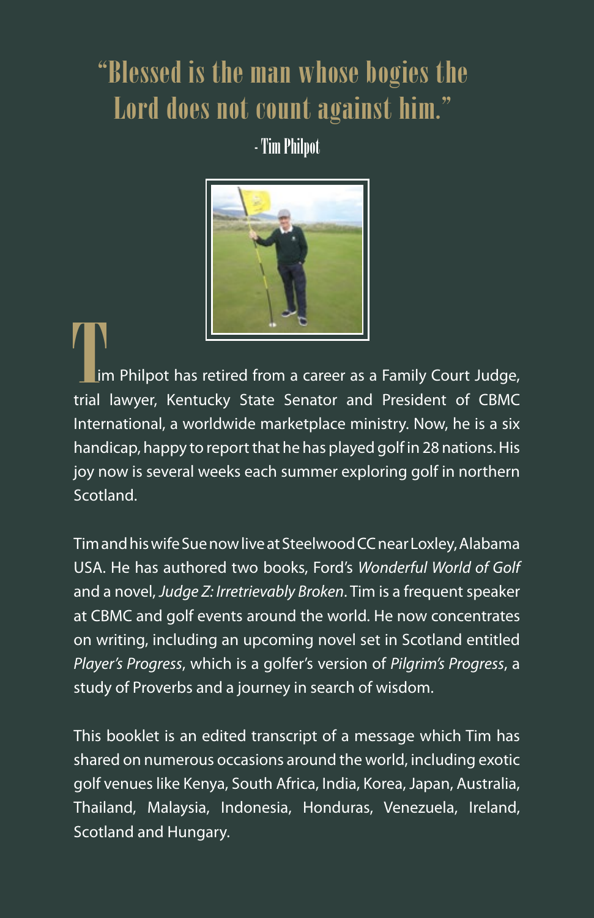# "Blessed is the man whose bogies the Lord does not count against him."

- Tim Philpot

Tim Philpot has retired from a career as a Family Court Judge, trial lawyer, Kentucky State Senator and President of CBMC International, a worldwide marketplace ministry. Now, he is a six handicap, happy to report that he has played golf in 28 nations. His joy now is several weeks each summer exploring golf in northern Scotland.

Tim and his wife Sue now live at Steelwood CC near Loxley, Alabama USA. He has authored two books, Ford's *Wonderful World of Golf* and a novel, *Judge Z: Irretrievably Broken*. Tim is a frequent speaker at CBMC and golf events around the world. He now concentrates on writing, including an upcoming novel set in Scotland entitled *Player's Progress*, which is a golfer's version of *Pilgrim's Progress*, a study of Proverbs and a journey in search of wisdom.

This booklet is an edited transcript of a message which Tim has shared on numerous occasions around the world, including exotic golf venues like Kenya, South Africa, India, Korea, Japan, Australia, Thailand, Malaysia, Indonesia, Honduras, Venezuela, Ireland, Scotland and Hungary.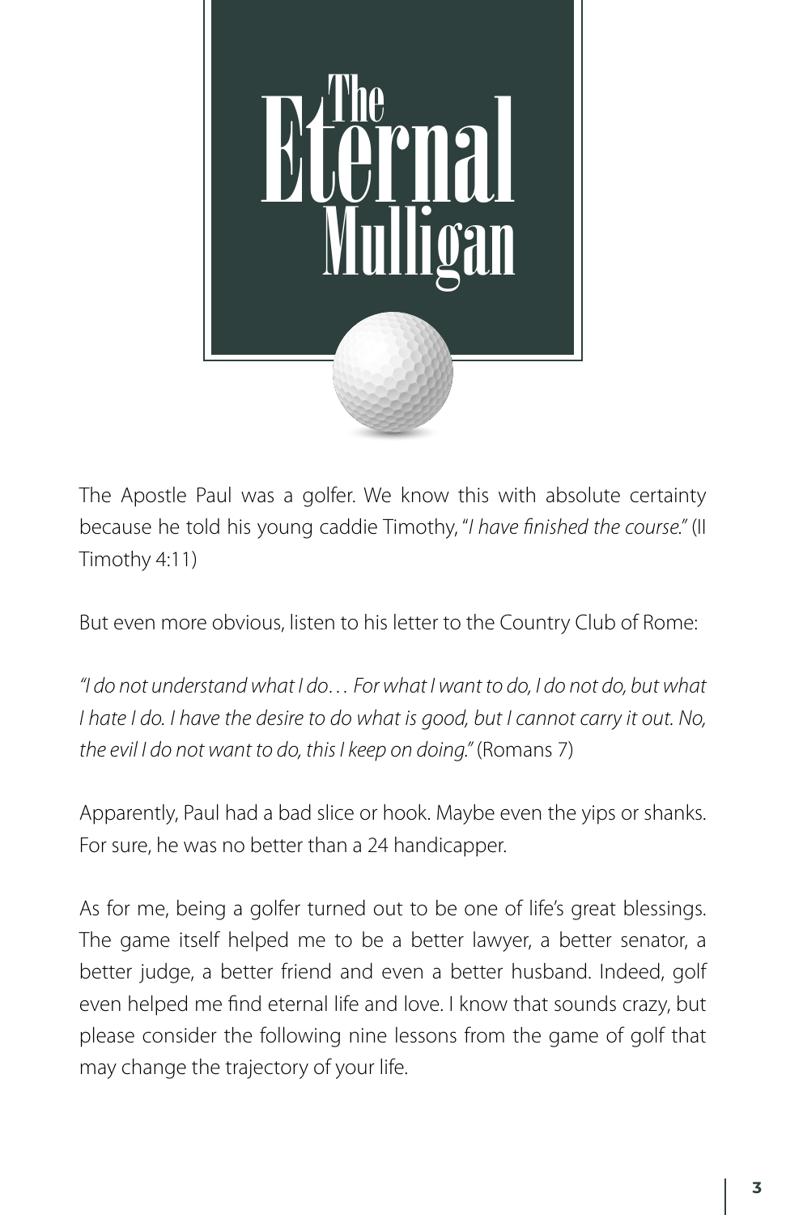# The Eternal Mulligan

The Apostle Paul was a golfer. We know this with absolute certainty because he told his young caddie Timothy, "*I have finished the course.*" (II Timothy 4:11)

But even more obvious, listen to his letter to the Country Club of Rome:

*"I do not understand what I do… For what I want to do, I do not do, but what I hate I do. I have the desire to do what is good, but I cannot carry it out. No, the evil I do not want to do, this I keep on doing."* (Romans 7)

Apparently, Paul had a bad slice or hook. Maybe even the yips or shanks. For sure, he was no better than a 24 handicapper.

As for me, being a golfer turned out to be one of life's great blessings. The game itself helped me to be a better lawyer, a better senator, a better judge, a better friend and even a better husband. Indeed, golf even helped me find eternal life and love. I know that sounds crazy, but please consider the following nine lessons from the game of golf that may change the trajectory of your life.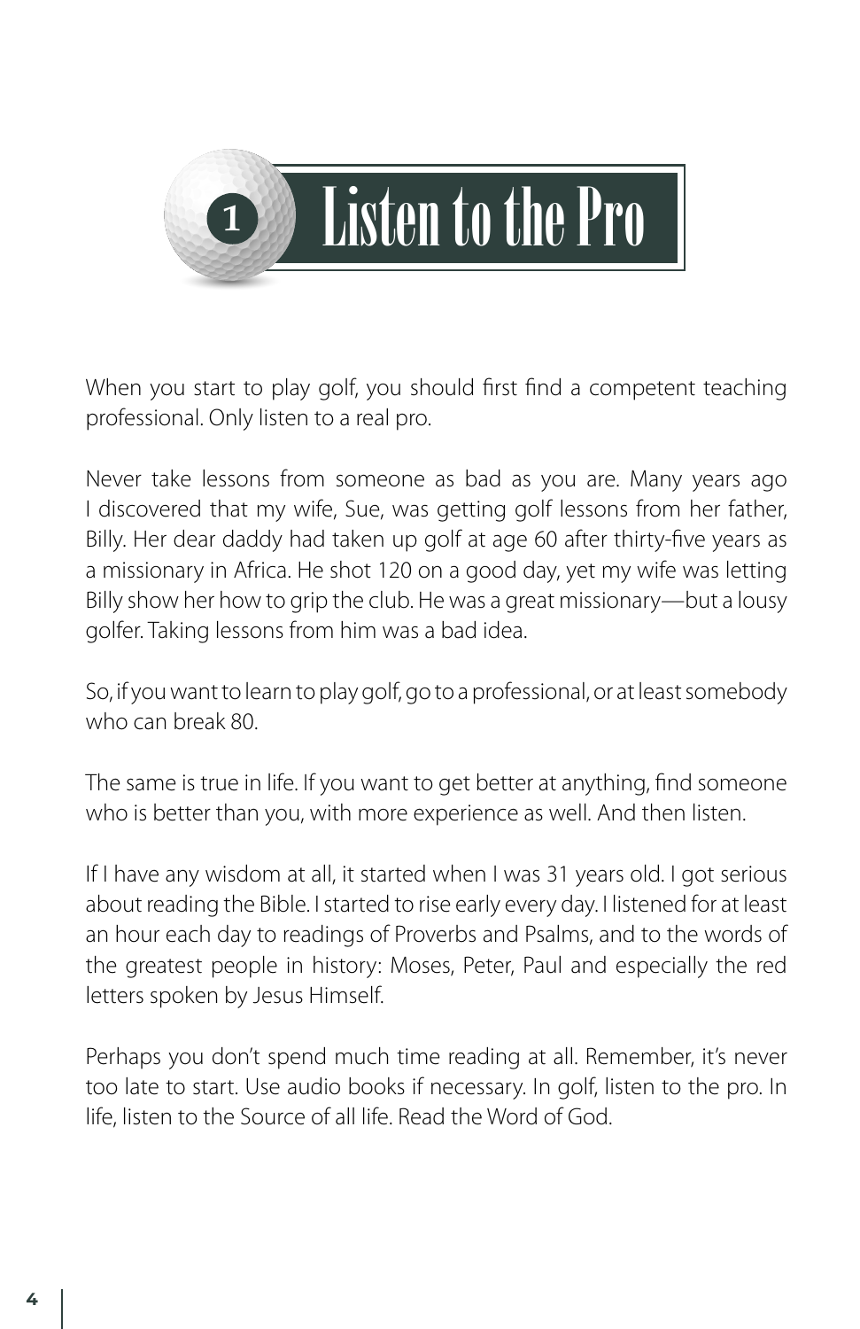# 1 Listen to the Pro

When you start to play golf, you should first find a competent teaching professional. Only listen to a real pro.

Never take lessons from someone as bad as you are. Many years ago I discovered that my wife, Sue, was getting golf lessons from her father, Billy. Her dear daddy had taken up golf at age 60 after thirty-five years as a missionary in Africa. He shot 120 on a good day, yet my wife was letting Billy show her how to grip the club. He was a great missionary—but a lousy golfer. Taking lessons from him was a bad idea.

So, if you want to learn to play golf, go to a professional, or at least somebody who can break 80.

The same is true in life. If you want to get better at anything, find someone who is better than you, with more experience as well. And then listen.

If I have any wisdom at all, it started when I was 31 years old. I got serious about reading the Bible. I started to rise early every day. I listened for at least an hour each day to readings of Proverbs and Psalms, and to the words of the greatest people in history: Moses, Peter, Paul and especially the red letters spoken by Jesus Himself.

Perhaps you don't spend much time reading at all. Remember, it's never too late to start. Use audio books if necessary. In golf, listen to the pro. In life, listen to the Source of all life. Read the Word of God.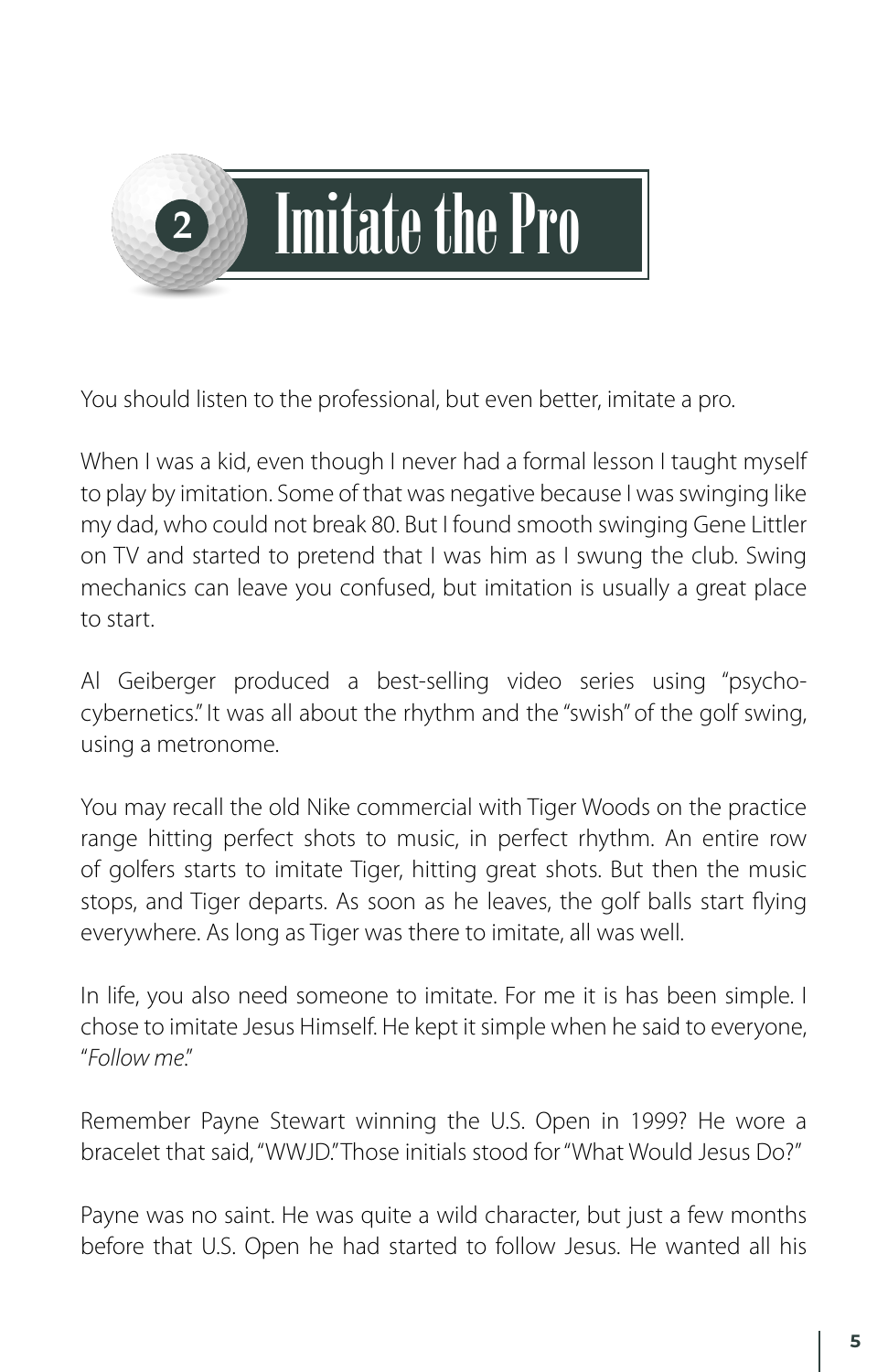# 2 Imitate the Pro

You should listen to the professional, but even better, imitate a pro.

When I was a kid, even though I never had a formal lesson I taught myself to play by imitation. Some of that was negative because I was swinging like my dad, who could not break 80. But I found smooth swinging Gene Littler on TV and started to pretend that I was him as I swung the club. Swing mechanics can leave you confused, but imitation is usually a great place to start.

Al Geiberger produced a best-selling video series using "psycho-cybernetics." It was all about the rhythm and the "swish" of the golf swing, using a metronome.

You may recall the old Nike commercial with Tiger Woods on the practice range hitting perfect shots to music, in perfect rhythm. An entire row of golfers starts to imitate Tiger, hitting great shots. But then the music stops, and Tiger departs. As soon as he leaves, the golf balls start flying everywhere. As long as Tiger was there to imitate, all was well.

In life, you also need someone to imitate. For me it is has been simple. I chose to imitate Jesus Himself. He kept it simple when he said to everyone, "*Follow me*."

Remember Payne Stewart winning the U.S. Open in 1999? He wore a bracelet that said, "WWJD." Those initials stood for "What Would Jesus Do?"

Payne was no saint. He was quite a wild character, but just a few months before that U.S. Open he had started to follow Jesus. He wanted all his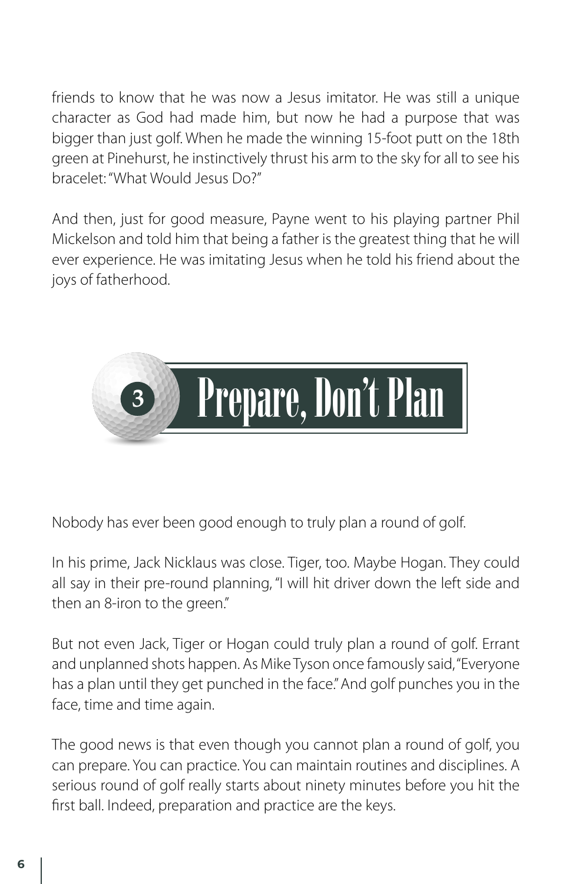friends to know that he was now a Jesus imitator. He was still a unique character as God had made him, but now he had a purpose that was bigger than just golf. When he made the winning 15-foot putt on the 18th green at Pinehurst, he instinctively thrust his arm to the sky for all to see his bracelet: "What Would Jesus Do?"

And then, just for good measure, Payne went to his playing partner Phil Mickelson and told him that being a father is the greatest thing that he will ever experience. He was imitating Jesus when he told his friend about the joys of fatherhood.

## 3 Prepare, Don't Plan

Nobody has ever been good enough to truly plan a round of golf.

In his prime, Jack Nicklaus was close. Tiger, too. Maybe Hogan. They could all say in their pre-round planning, "I will hit driver down the left side and then an 8-iron to the green."

But not even Jack, Tiger or Hogan could truly plan a round of golf. Errant and unplanned shots happen. As Mike Tyson once famously said, "Everyone has a plan until they get punched in the face." And golf punches you in the face, time and time again.

The good news is that even though you cannot plan a round of golf, you can prepare. You can practice. You can maintain routines and disciplines. A serious round of golf really starts about ninety minutes before you hit the first ball. Indeed, preparation and practice are the keys.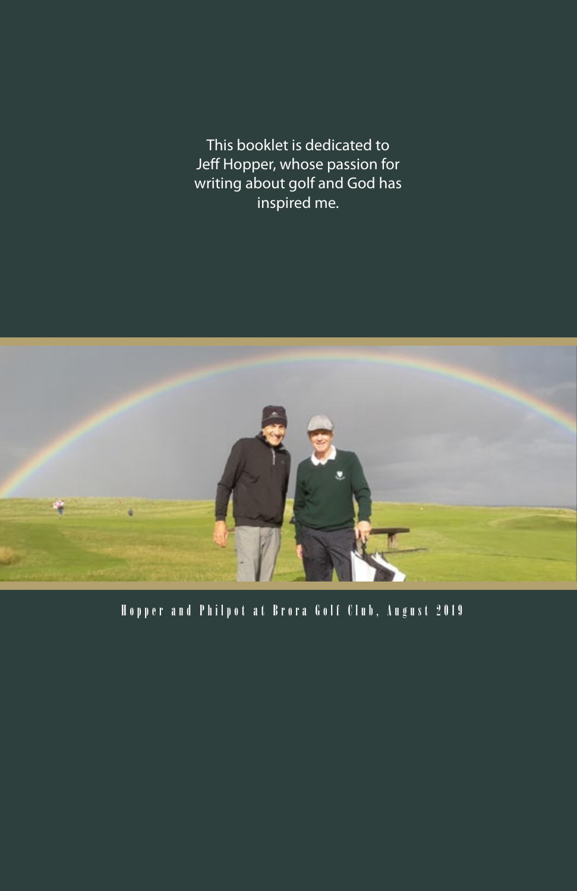This booklet is dedicated to Jeff Hopper, whose passion for writing about golf and God has inspired me.

Hopper and Philpot at Brora Golf Club, August 2019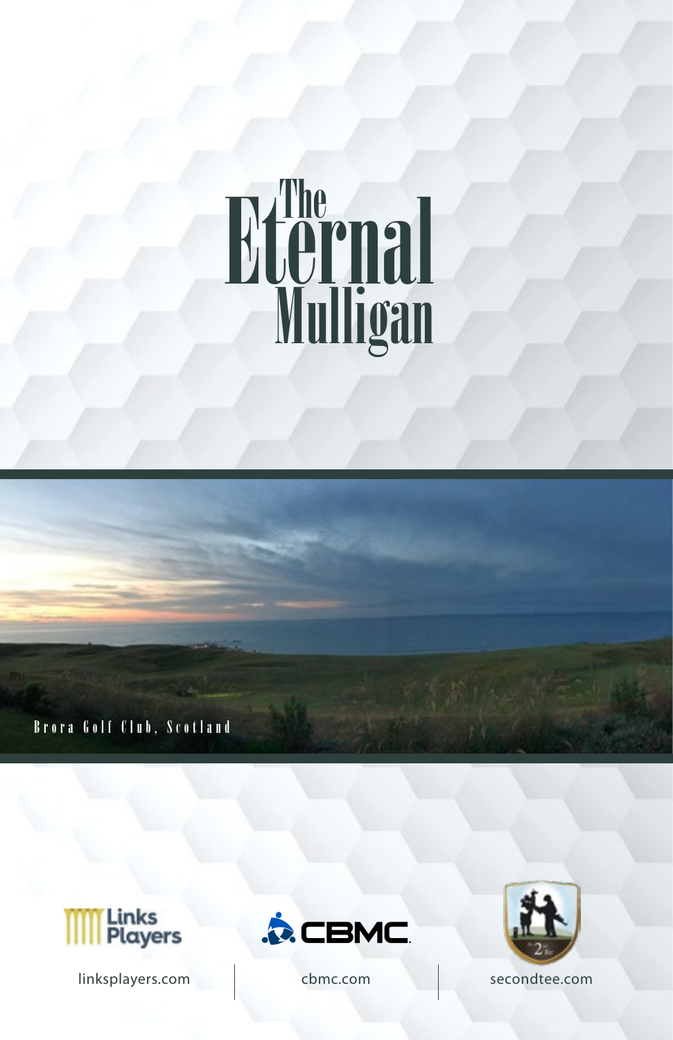# The Eternal Mulligan

Brora Golf Club, Scotland

linksplayers.com

cbmc.com

secondtee.com